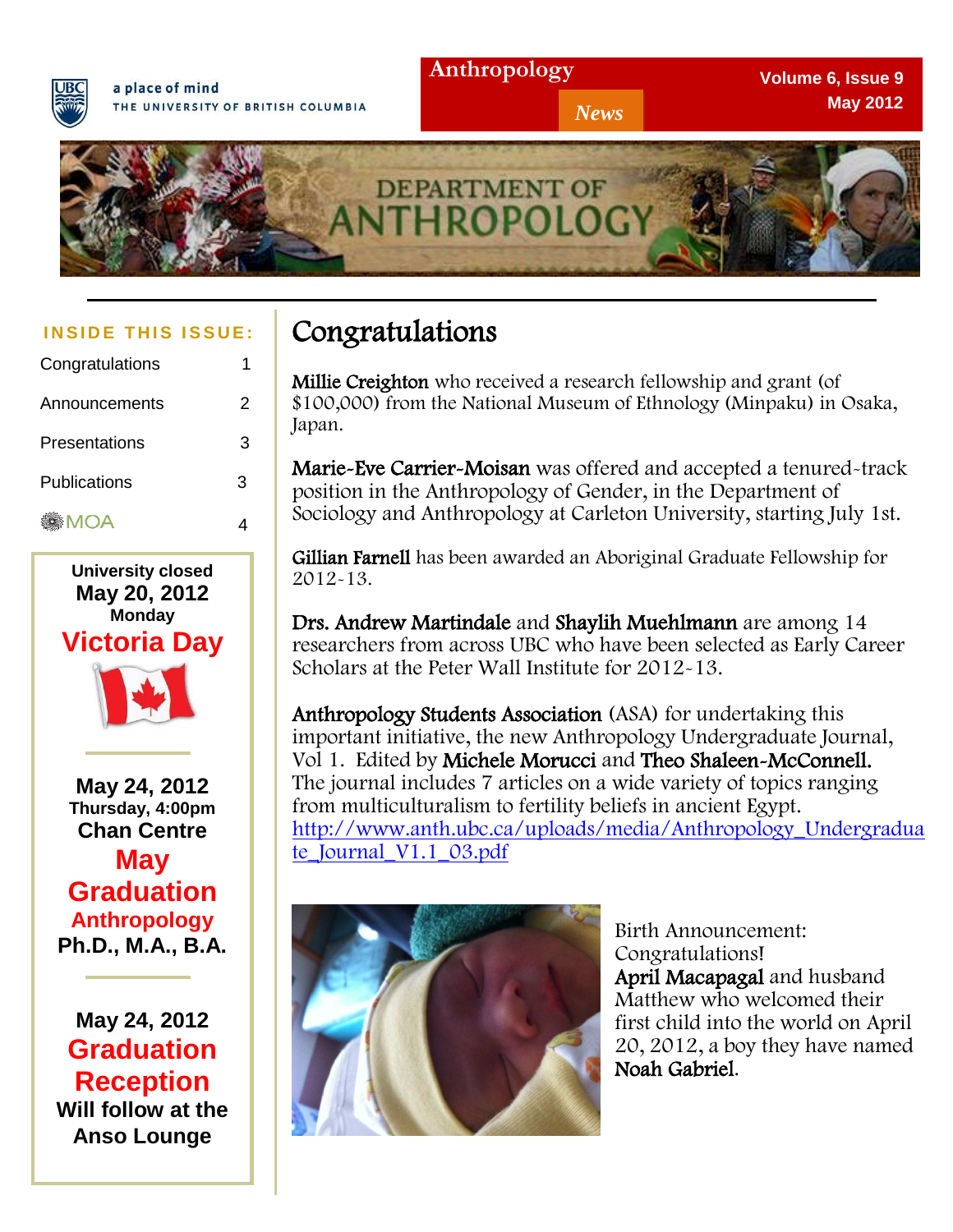a place of mind
THE UNIVERSITY OF BRITISH COLUMBIA

# Anthropology *News*

Volume 6, Issue 9
May 2012

DEPARTMENT OF ANTHROPOLOGY

**INSIDE THIS ISSUE:**

| | |
|---|---|
| Congratulations | 1 |
| Announcements | 2 |
| Presentations | 3 |
| Publications | 3 |
| MOA | 4 |

University closed
**May 20, 2012**
Monday
**Victoria Day**

---

**May 24, 2012**
Thursday, 4:00pm
**Chan Centre**
**May Graduation**
**Anthropology**
**Ph.D., M.A., B.A.**

---

**May 24, 2012**
**Graduation Reception**
Will follow at the Anso Lounge

## Congratulations

**Millie Creighton** who received a research fellowship and grant (of $100,000) from the National Museum of Ethnology (Minpaku) in Osaka, Japan.

**Marie-Eve Carrier-Moisan** was offered and accepted a tenured-track position in the Anthropology of Gender, in the Department of Sociology and Anthropology at Carleton University, starting July 1st.

**Gillian Farnell** has been awarded an Aboriginal Graduate Fellowship for 2012-13.

**Drs. Andrew Martindale** and **Shaylih Muehlmann** are among 14 researchers from across UBC who have been selected as Early Career Scholars at the Peter Wall Institute for 2012-13.

**Anthropology Students Association** (ASA) for undertaking this important initiative, the new Anthropology Undergraduate Journal, Vol 1. Edited by **Michele Morucci** and **Theo Shaleen-McConnell.** The journal includes 7 articles on a wide variety of topics ranging from multiculturalism to fertility beliefs in ancient Egypt. http://www.anth.ubc.ca/uploads/media/Anthropology_Undergraduate_Journal_V1.1_03.pdf

Birth Announcement: Congratulations! **April Macapagal** and husband Matthew who welcomed their first child into the world on April 20, 2012, a boy they have named **Noah Gabriel**.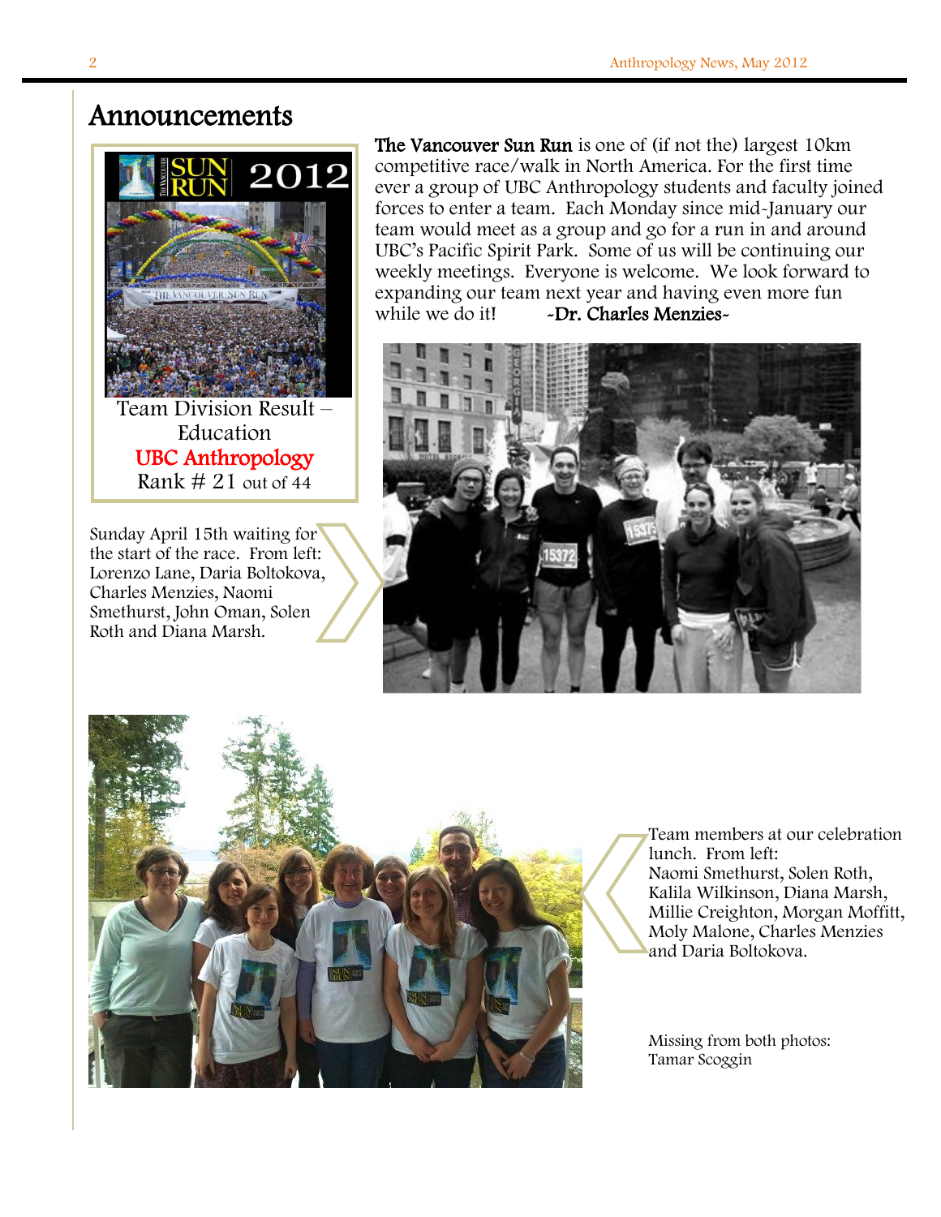# Announcements

Team Division Result – Education

**UBC Anthropology**

Rank # 21 out of 44

**The Vancouver Sun Run** is one of (if not the) largest 10km competitive race/walk in North America. For the first time ever a group of UBC Anthropology students and faculty joined forces to enter a team. Each Monday since mid-January our team would meet as a group and go for a run in and around UBC's Pacific Spirit Park. Some of us will be continuing our weekly meetings. Everyone is welcome. We look forward to expanding our team next year and having even more fun while we do it! **-Dr. Charles Menzies-**

Sunday April 15th waiting for the start of the race. From left: Lorenzo Lane, Daria Boltokova, Charles Menzies, Naomi Smethurst, John Oman, Solen Roth and Diana Marsh.

Team members at our celebration lunch. From left: Naomi Smethurst, Solen Roth, Kalila Wilkinson, Diana Marsh, Millie Creighton, Morgan Moffitt, Moly Malone, Charles Menzies and Daria Boltokova.

Missing from both photos: Tamar Scoggin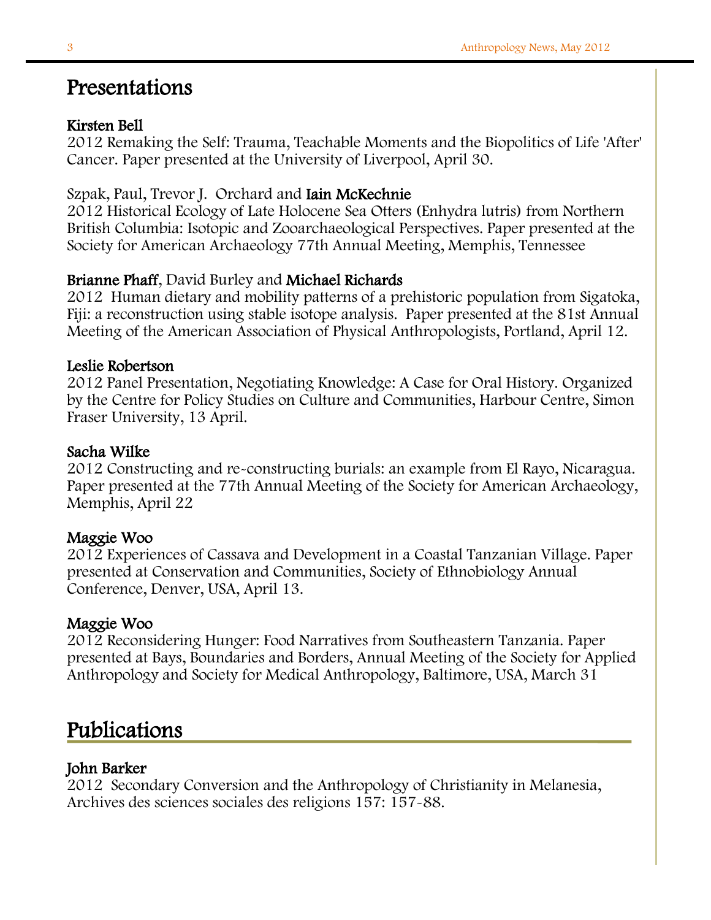# Presentations

**Kirsten Bell**
2012 Remaking the Self: Trauma, Teachable Moments and the Biopolitics of Life 'After' Cancer. Paper presented at the University of Liverpool, April 30.

Szpak, Paul, Trevor J. Orchard and **Iain McKechnie**
2012 Historical Ecology of Late Holocene Sea Otters (Enhydra lutris) from Northern British Columbia: Isotopic and Zooarchaeological Perspectives. Paper presented at the Society for American Archaeology 77th Annual Meeting, Memphis, Tennessee

**Brianne Phaff**, David Burley and **Michael Richards**
2012 Human dietary and mobility patterns of a prehistoric population from Sigatoka, Fiji: a reconstruction using stable isotope analysis. Paper presented at the 81st Annual Meeting of the American Association of Physical Anthropologists, Portland, April 12.

**Leslie Robertson**
2012 Panel Presentation, Negotiating Knowledge: A Case for Oral History. Organized by the Centre for Policy Studies on Culture and Communities, Harbour Centre, Simon Fraser University, 13 April.

**Sacha Wilke**
2012 Constructing and re-constructing burials: an example from El Rayo, Nicaragua. Paper presented at the 77th Annual Meeting of the Society for American Archaeology, Memphis, April 22

**Maggie Woo**
2012 Experiences of Cassava and Development in a Coastal Tanzanian Village. Paper presented at Conservation and Communities, Society of Ethnobiology Annual Conference, Denver, USA, April 13.

**Maggie Woo**
2012 Reconsidering Hunger: Food Narratives from Southeastern Tanzania. Paper presented at Bays, Boundaries and Borders, Annual Meeting of the Society for Applied Anthropology and Society for Medical Anthropology, Baltimore, USA, March 31

# Publications

**John Barker**
2012 Secondary Conversion and the Anthropology of Christianity in Melanesia, Archives des sciences sociales des religions 157: 157-88.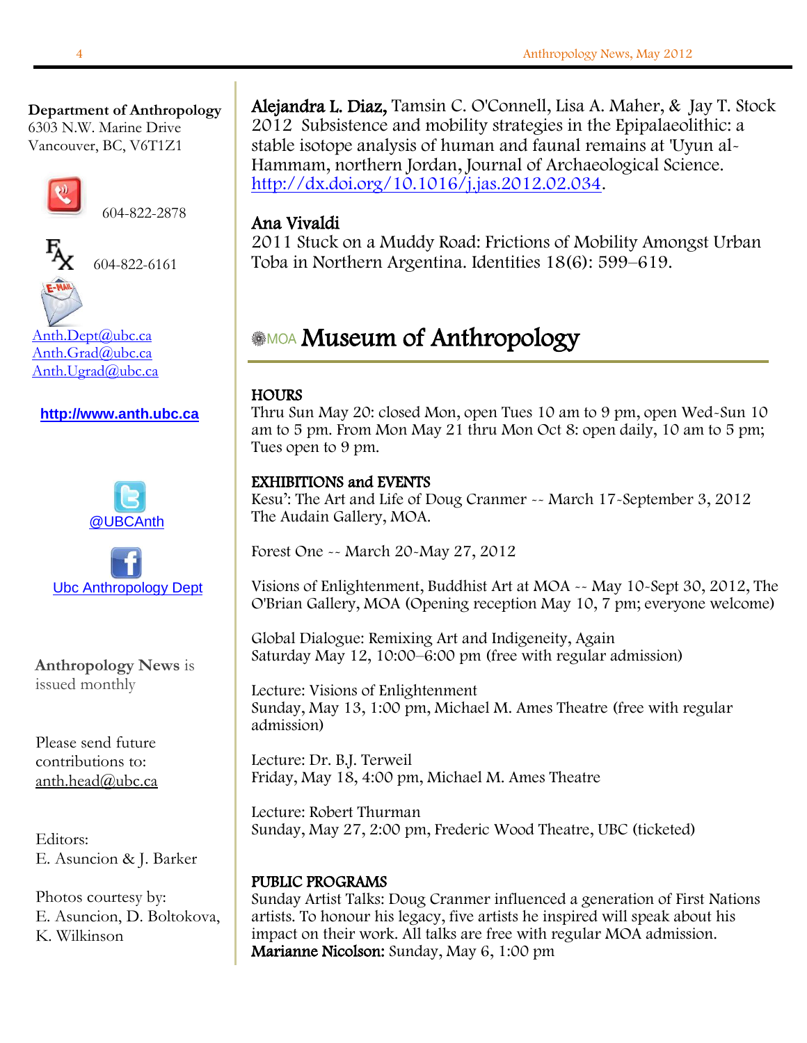**Department of Anthropology**
6303 N.W. Marine Drive
Vancouver, BC, V6T1Z1

604-822-2878

604-822-6161

Anth.Dept@ubc.ca
Anth.Grad@ubc.ca
Anth.Ugrad@ubc.ca

**http://www.anth.ubc.ca**

@UBCAnth

Ubc Anthropology Dept

**Anthropology News** is issued monthly

Please send future contributions to:
anth.head@ubc.ca

Editors:
E. Asuncion & J. Barker

Photos courtesy by:
E. Asuncion, D. Boltokova, K. Wilkinson

**Alejandra L. Diaz,** Tamsin C. O'Connell, Lisa A. Maher, & Jay T. Stock
2012 Subsistence and mobility strategies in the Epipalaeolithic: a stable isotope analysis of human and faunal remains at 'Uyun al-Hammam, northern Jordan, Journal of Archaeological Science. http://dx.doi.org/10.1016/j.jas.2012.02.034.

**Ana Vivaldi**
2011 Stuck on a Muddy Road: Frictions of Mobility Amongst Urban Toba in Northern Argentina. Identities 18(6): 599–619.

# MOA Museum of Anthropology

**HOURS**
Thru Sun May 20: closed Mon, open Tues 10 am to 9 pm, open Wed-Sun 10 am to 5 pm. From Mon May 21 thru Mon Oct 8: open daily, 10 am to 5 pm; Tues open to 9 pm.

**EXHIBITIONS and EVENTS**
Kesu': The Art and Life of Doug Cranmer -- March 17-September 3, 2012 The Audain Gallery, MOA.

Forest One -- March 20-May 27, 2012

Visions of Enlightenment, Buddhist Art at MOA -- May 10-Sept 30, 2012, The O'Brian Gallery, MOA (Opening reception May 10, 7 pm; everyone welcome)

Global Dialogue: Remixing Art and Indigeneity, Again
Saturday May 12, 10:00–6:00 pm (free with regular admission)

Lecture: Visions of Enlightenment
Sunday, May 13, 1:00 pm, Michael M. Ames Theatre (free with regular admission)

Lecture: Dr. B.J. Terweil
Friday, May 18, 4:00 pm, Michael M. Ames Theatre

Lecture: Robert Thurman
Sunday, May 27, 2:00 pm, Frederic Wood Theatre, UBC (ticketed)

**PUBLIC PROGRAMS**
Sunday Artist Talks: Doug Cranmer influenced a generation of First Nations artists. To honour his legacy, five artists he inspired will speak about his impact on their work. All talks are free with regular MOA admission.
**Marianne Nicolson:** Sunday, May 6, 1:00 pm